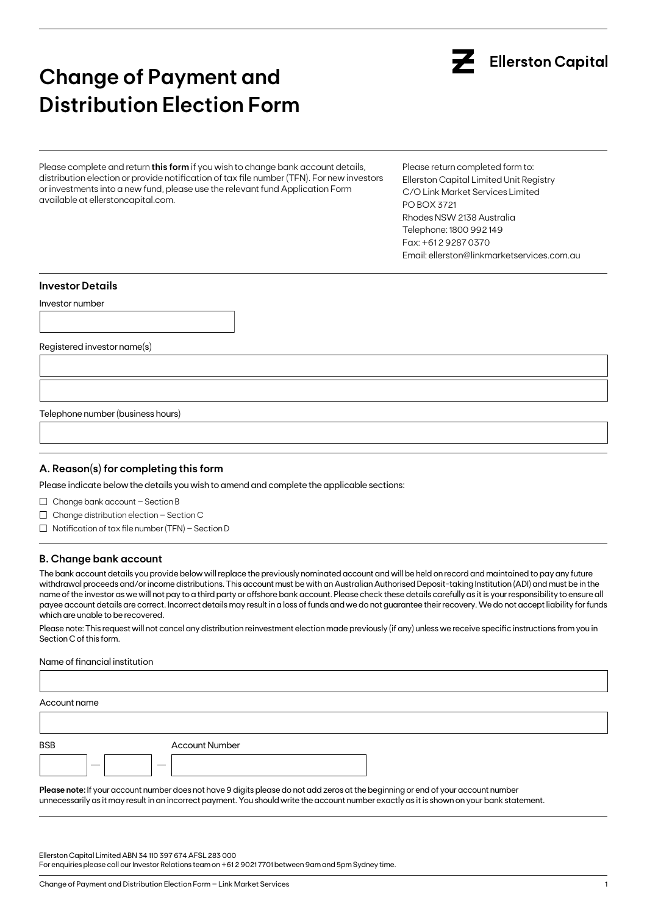# Change of Payment and Distribution Election Form

Ellerston Capital

Please complete and return **this form** if you wish to change bank account details, distribution election or provide notification of tax file number (TFN). For new investors or investments into a new fund, please use the relevant fund Application Form available at ellerstoncapital.com.

Please return completed form to:
Ellerston Capital Limited Unit Registry
C/O Link Market Services Limited
PO BOX 3721
Rhodes NSW 2138 Australia
Telephone: 1800 992 149
Fax: +61 2 9287 0370
Email: ellerston@linkmarketservices.com.au

### Investor Details

Investor number

Registered investor name(s)

Telephone number (business hours)

### A. Reason(s) for completing this form

Please indicate below the details you wish to amend and complete the applicable sections:

- ☐ Change bank account – Section B
- ☐ Change distribution election – Section C
- ☐ Notification of tax file number (TFN) – Section D

### B. Change bank account

The bank account details you provide below will replace the previously nominated account and will be held on record and maintained to pay any future withdrawal proceeds and/or income distributions. This account must be with an Australian Authorised Deposit-taking Institution (ADI) and must be in the name of the investor as we will not pay to a third party or offshore bank account. Please check these details carefully as it is your responsibility to ensure all payee account details are correct. Incorrect details may result in a loss of funds and we do not guarantee their recovery. We do not accept liability for funds which are unable to be recovered.

Please note: This request will not cancel any distribution reinvestment election made previously (if any) unless we receive specific instructions from you in Section C of this form.

Name of financial institution

Account name

BSB ___ – ___ – Account Number

**Please note:** If your account number does not have 9 digits please do not add zeros at the beginning or end of your account number unnecessarily as it may result in an incorrect payment. You should write the account number exactly as it is shown on your bank statement.

Ellerston Capital Limited ABN 34 110 397 674 AFSL 283 000
For enquiries please call our Investor Relations team on +61 2 9021 7701 between 9am and 5pm Sydney time.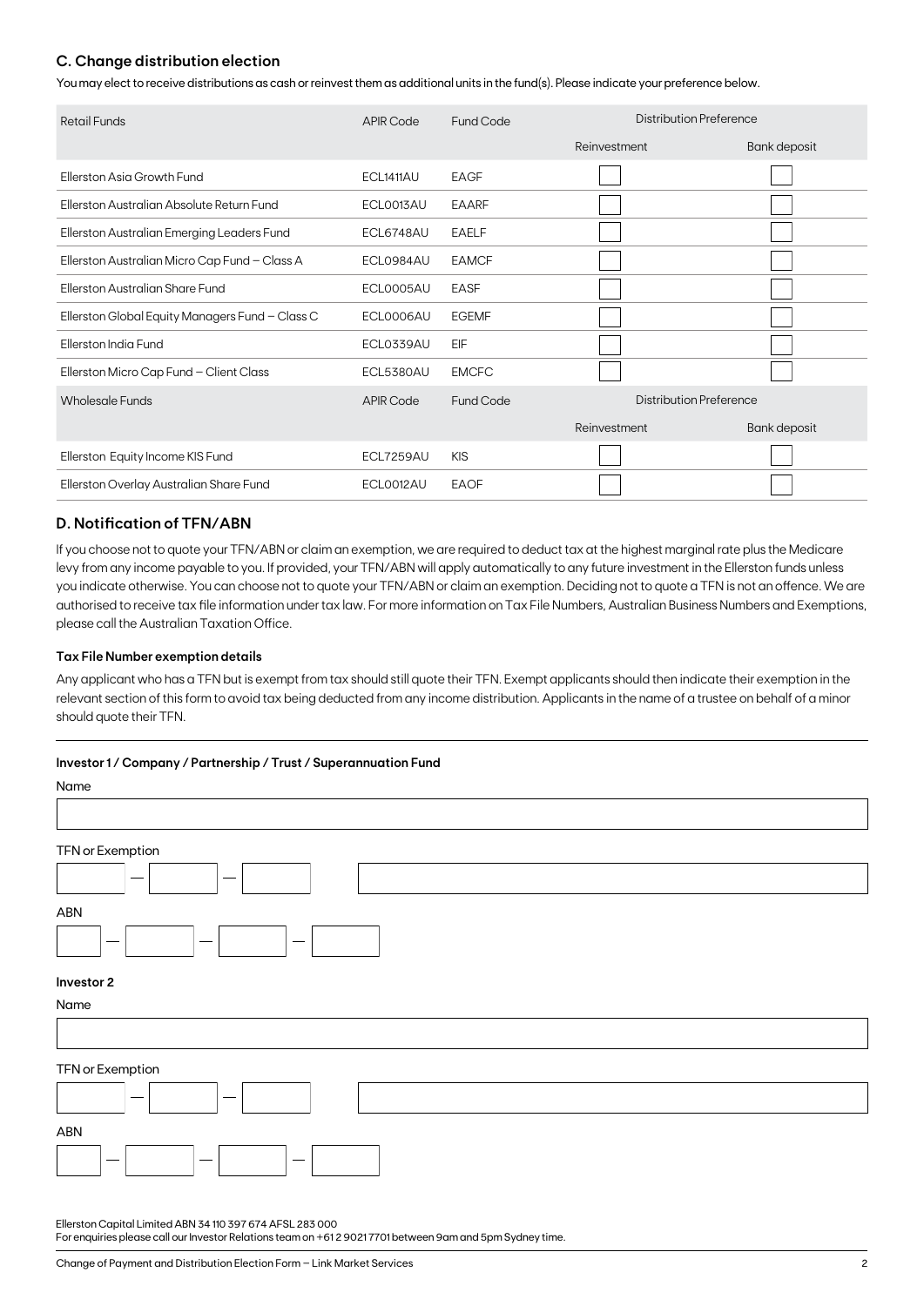## C. Change distribution election

You may elect to receive distributions as cash or reinvest them as additional units in the fund(s). Please indicate your preference below.

| Retail Funds | APIR Code | Fund Code | Distribution Preference | |
|---|---|---|---|---|
| | | | Reinvestment | Bank deposit |
| Ellerston Asia Growth Fund | ECL1411AU | EAGF | ☐ | ☐ |
| Ellerston Australian Absolute Return Fund | ECL0013AU | EAARF | ☐ | ☐ |
| Ellerston Australian Emerging Leaders Fund | ECL6748AU | EAELF | ☐ | ☐ |
| Ellerston Australian Micro Cap Fund – Class A | ECL0984AU | EAMCF | ☐ | ☐ |
| Ellerston Australian Share Fund | ECL0005AU | EASF | ☐ | ☐ |
| Ellerston Global Equity Managers Fund – Class C | ECL0006AU | EGEMF | ☐ | ☐ |
| Ellerston India Fund | ECL0339AU | EIF | ☐ | ☐ |
| Ellerston Micro Cap Fund – Client Class | ECL5380AU | EMCFC | ☐ | ☐ |
| **Wholesale Funds** | **APIR Code** | **Fund Code** | **Distribution Preference** | |
| | | | Reinvestment | Bank deposit |
| Ellerston Equity Income KIS Fund | ECL7259AU | KIS | ☐ | ☐ |
| Ellerston Overlay Australian Share Fund | ECL0012AU | EAOF | ☐ | ☐ |

## D. Notification of TFN/ABN

If you choose not to quote your TFN/ABN or claim an exemption, we are required to deduct tax at the highest marginal rate plus the Medicare levy from any income payable to you. If provided, your TFN/ABN will apply automatically to any future investment in the Ellerston funds unless you indicate otherwise. You can choose not to quote your TFN/ABN or claim an exemption. Deciding not to quote a TFN is not an offence. We are authorised to receive tax file information under tax law. For more information on Tax File Numbers, Australian Business Numbers and Exemptions, please call the Australian Taxation Office.

### Tax File Number exemption details

Any applicant who has a TFN but is exempt from tax should still quote their TFN. Exempt applicants should then indicate their exemption in the relevant section of this form to avoid tax being deducted from any income distribution. Applicants in the name of a trustee on behalf of a minor should quote their TFN.

### Investor 1 / Company / Partnership / Trust / Superannuation Fund

Name

______________________________

TFN or Exemption

[ ] — [ ] — [ ]   ______________________________

ABN

[ ] — [ ] — [ ] — [ ]

### Investor 2

Name

______________________________

TFN or Exemption

[ ] — [ ] — [ ]   ______________________________

ABN

[ ] — [ ] — [ ] — [ ]

Ellerston Capital Limited ABN 34 110 397 674 AFSL 283 000
For enquiries please call our Investor Relations team on +61 2 9021 7701 between 9am and 5pm Sydney time.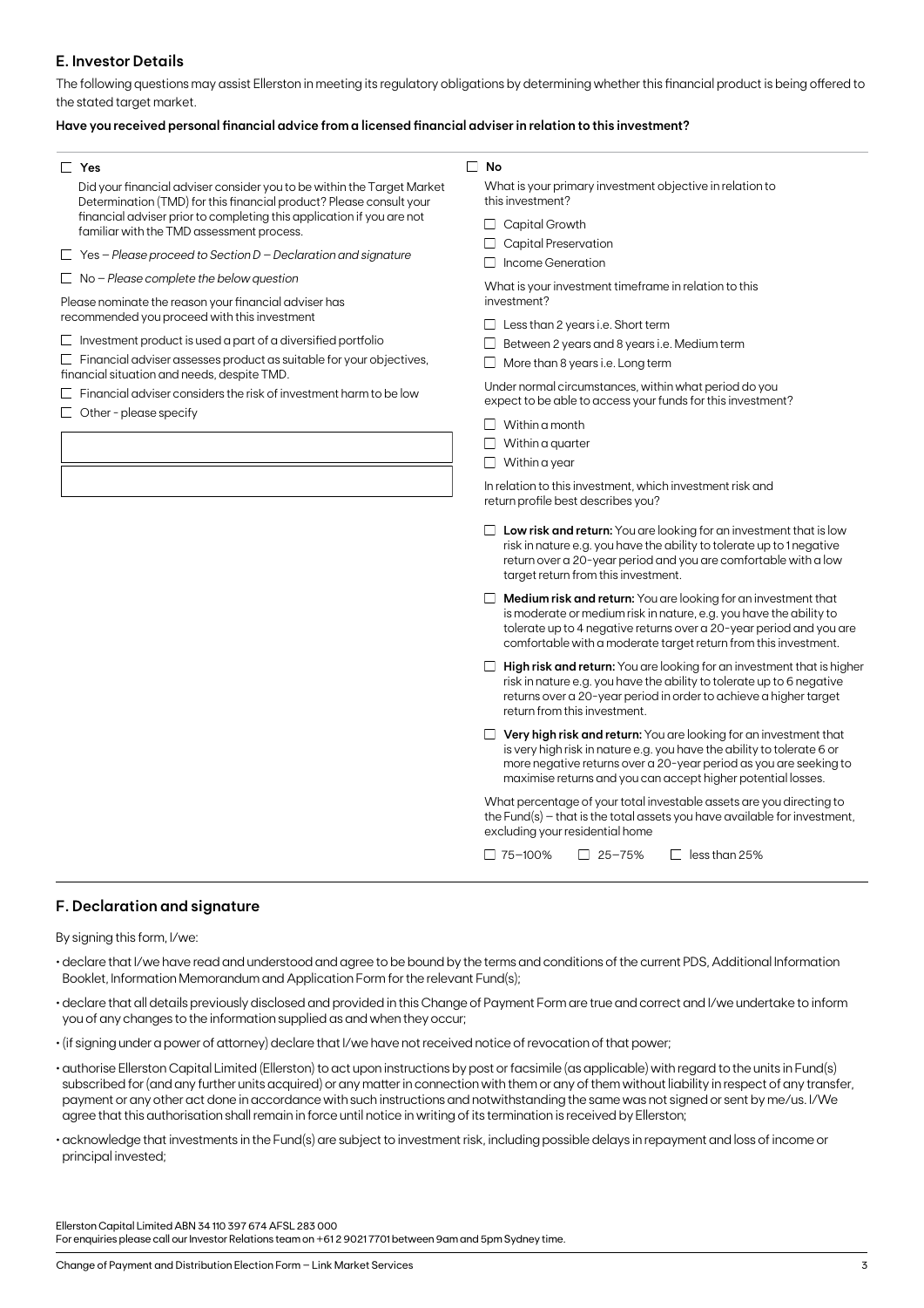## E. Investor Details

The following questions may assist Ellerston in meeting its regulatory obligations by determining whether this financial product is being offered to the stated target market.

**Have you received personal financial advice from a licensed financial adviser in relation to this investment?**

☐ **Yes**

Did your financial adviser consider you to be within the Target Market Determination (TMD) for this financial product? Please consult your financial adviser prior to completing this application if you are not familiar with the TMD assessment process.

☐ Yes – *Please proceed to Section D – Declaration and signature*

☐ No – *Please complete the below question*

Please nominate the reason your financial adviser has recommended you proceed with this investment

☐ Investment product is used a part of a diversified portfolio

☐ Financial adviser assesses product as suitable for your objectives, financial situation and needs, despite TMD.

☐ Financial adviser considers the risk of investment harm to be low

☐ Other - please specify

☐ **No**

What is your primary investment objective in relation to this investment?

☐ Capital Growth

☐ Capital Preservation

☐ Income Generation

What is your investment timeframe in relation to this investment?

☐ Less than 2 years i.e. Short term

☐ Between 2 years and 8 years i.e. Medium term

☐ More than 8 years i.e. Long term

Under normal circumstances, within what period do you expect to be able to access your funds for this investment?

☐ Within a month

☐ Within a quarter

☐ Within a year

In relation to this investment, which investment risk and return profile best describes you?

☐ **Low risk and return:** You are looking for an investment that is low risk in nature e.g. you have the ability to tolerate up to 1 negative return over a 20-year period and you are comfortable with a low target return from this investment.

☐ **Medium risk and return:** You are looking for an investment that is moderate or medium risk in nature, e.g. you have the ability to tolerate up to 4 negative returns over a 20-year period and you are comfortable with a moderate target return from this investment.

☐ **High risk and return:** You are looking for an investment that is higher risk in nature e.g. you have the ability to tolerate up to 6 negative returns over a 20-year period in order to achieve a higher target return from this investment.

☐ **Very high risk and return:** You are looking for an investment that is very high risk in nature e.g. you have the ability to tolerate 6 or more negative returns over a 20-year period as you are seeking to maximise returns and you can accept higher potential losses.

What percentage of your total investable assets are you directing to the Fund(s) – that is the total assets you have available for investment, excluding your residential home

☐ 75–100% ☐ 25–75% ☐ less than 25%

## F. Declaration and signature

By signing this form, I/we:

- declare that I/we have read and understood and agree to be bound by the terms and conditions of the current PDS, Additional Information Booklet, Information Memorandum and Application Form for the relevant Fund(s);
- declare that all details previously disclosed and provided in this Change of Payment Form are true and correct and I/we undertake to inform you of any changes to the information supplied as and when they occur;
- (if signing under a power of attorney) declare that I/we have not received notice of revocation of that power;
- authorise Ellerston Capital Limited (Ellerston) to act upon instructions by post or facsimile (as applicable) with regard to the units in Fund(s) subscribed for (and any further units acquired) or any matter in connection with them or any of them without liability in respect of any transfer, payment or any other act done in accordance with such instructions and notwithstanding the same was not signed or sent by me/us. I/We agree that this authorisation shall remain in force until notice in writing of its termination is received by Ellerston;
- acknowledge that investments in the Fund(s) are subject to investment risk, including possible delays in repayment and loss of income or principal invested;

Ellerston Capital Limited ABN 34 110 397 674 AFSL 283 000
For enquiries please call our Investor Relations team on +61 2 9021 7701 between 9am and 5pm Sydney time.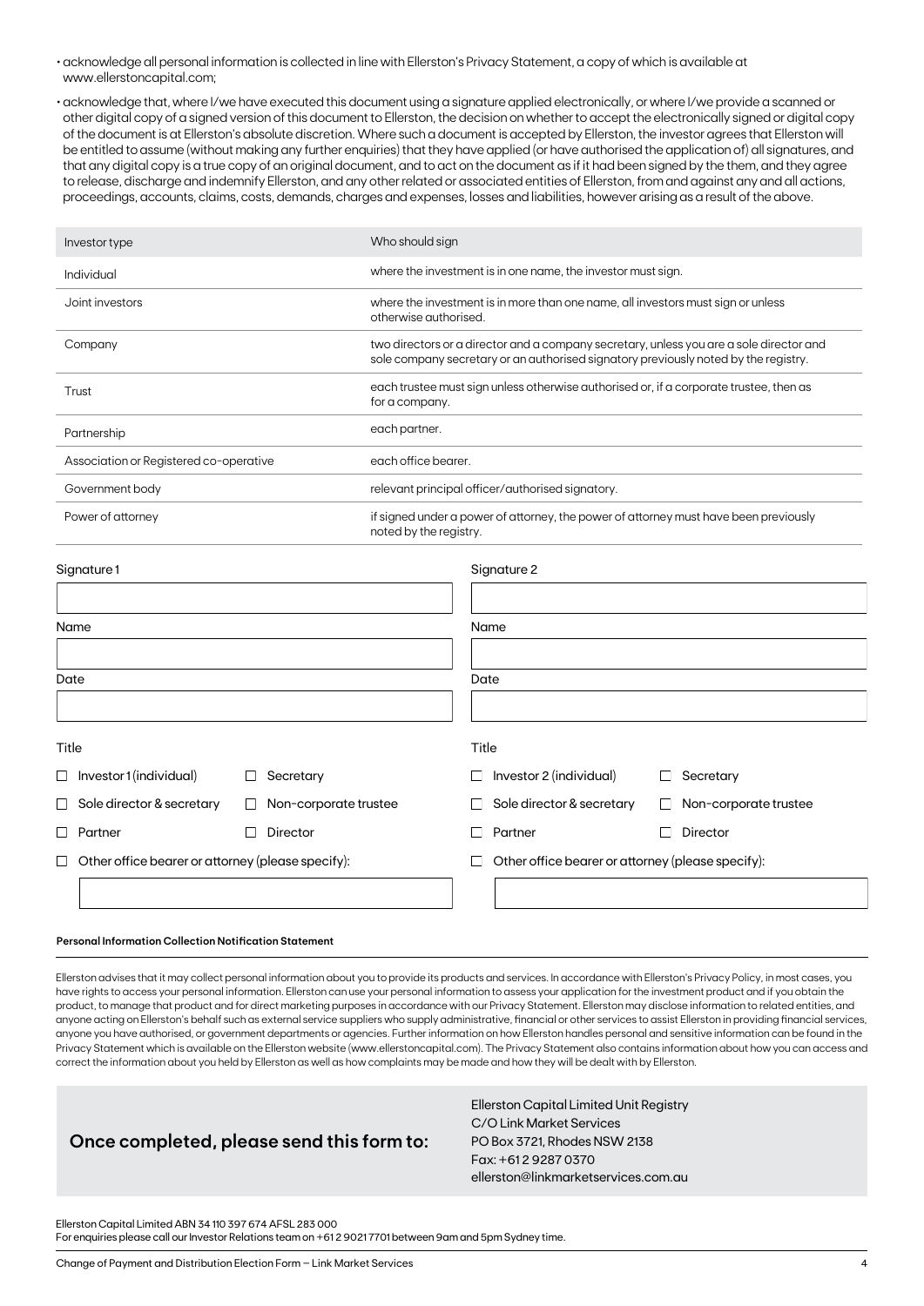- acknowledge all personal information is collected in line with Ellerston's Privacy Statement, a copy of which is available at www.ellerstoncapital.com;
- acknowledge that, where I/we have executed this document using a signature applied electronically, or where I/we provide a scanned or other digital copy of a signed version of this document to Ellerston, the decision on whether to accept the electronically signed or digital copy of the document is at Ellerston's absolute discretion. Where such a document is accepted by Ellerston, the investor agrees that Ellerston will be entitled to assume (without making any further enquiries) that they have applied (or have authorised the application of) all signatures, and that any digital copy is a true copy of an original document, and to act on the document as if it had been signed by the them, and they agree to release, discharge and indemnify Ellerston, and any other related or associated entities of Ellerston, from and against any and all actions, proceedings, accounts, claims, costs, demands, charges and expenses, losses and liabilities, however arising as a result of the above.

| Investor type | Who should sign |
|---|---|
| Individual | where the investment is in one name, the investor must sign. |
| Joint investors | where the investment is in more than one name, all investors must sign or unless otherwise authorised. |
| Company | two directors or a director and a company secretary, unless you are a sole director and sole company secretary or an authorised signatory previously noted by the registry. |
| Trust | each trustee must sign unless otherwise authorised or, if a corporate trustee, then as for a company. |
| Partnership | each partner. |
| Association or Registered co-operative | each office bearer. |
| Government body | relevant principal officer/authorised signatory. |
| Power of attorney | if signed under a power of attorney, the power of attorney must have been previously noted by the registry. |

Signature 1

Name

Date

Title

☐ Investor 1 (individual) ☐ Secretary

☐ Sole director & secretary ☐ Non-corporate trustee

☐ Partner ☐ Director

☐ Other office bearer or attorney (please specify):

Signature 2

Name

Date

Title

☐ Investor 2 (individual) ☐ Secretary

☐ Sole director & secretary ☐ Non-corporate trustee

☐ Partner ☐ Director

☐ Other office bearer or attorney (please specify):

**Personal Information Collection Notification Statement**

Ellerston advises that it may collect personal information about you to provide its products and services. In accordance with Ellerston's Privacy Policy, in most cases, you have rights to access your personal information. Ellerston can use your personal information to assess your application for the investment product and if you obtain the product, to manage that product and for direct marketing purposes in accordance with our Privacy Statement. Ellerston may disclose information to related entities, and anyone acting on Ellerston's behalf such as external service suppliers who supply administrative, financial or other services to assist Ellerston in providing financial services, anyone you have authorised, or government departments or agencies. Further information on how Ellerston handles personal and sensitive information can be found in the Privacy Statement which is available on the Ellerston website (www.ellerstoncapital.com). The Privacy Statement also contains information about how you can access and correct the information about you held by Ellerston as well as how complaints may be made and how they will be dealt with by Ellerston.

## Once completed, please send this form to:

Ellerston Capital Limited Unit Registry
C/O Link Market Services
PO Box 3721, Rhodes NSW 2138
Fax: +61 2 9287 0370
ellerston@linkmarketservices.com.au

Ellerston Capital Limited ABN 34 110 397 674 AFSL 283 000
For enquiries please call our Investor Relations team on +61 2 9021 7701 between 9am and 5pm Sydney time.